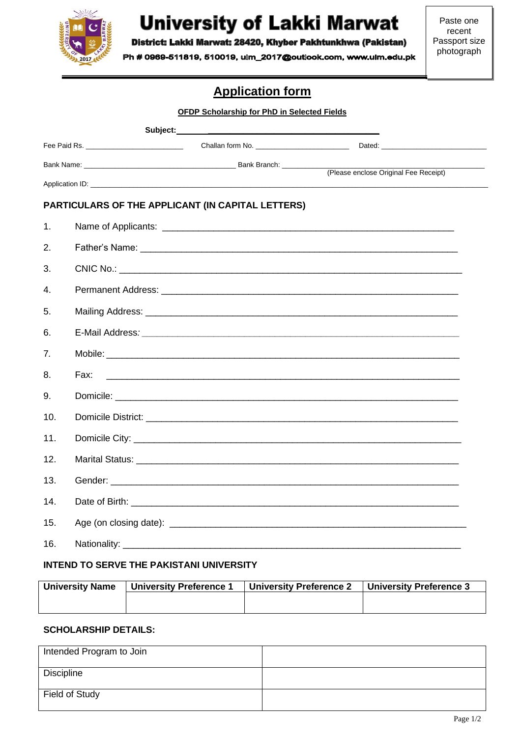# University of Lakki Marwat

**District: Lakki Marwat: 28420, Khyber Pakhtunkhwa (Pakistan)**

**Ph # 0969-511819, 510019, ulm_2017@outlook.com, www.ulm.edu.pk**

Paste one recent Passport size photograph

## Application form

**OFDP Scholarship for PhD in Selected Fields**

**Subject:** ____________________________________________

Fee Paid Rs. ______________________ Challan form No. ______________________ Dated: __________________________

Bank Name: ____________________________________ Bank Branch: ______________________________________

(Please enclose Original Fee Receipt)

Application ID: ________________________________________________________________________________________

### PARTICULARS OF THE APPLICANT (IN CAPITAL LETTERS)

1. Name of Applicants: ______________________________________________________
2. Father's Name: ___________________________________________________________
3. CNIC No.: _______________________________________________________________
4. Permanent Address: _______________________________________________________
5. Mailing Address: __________________________________________________________
6. E-Mail Address: ___________________________________________________________
7. Mobile: __________________________________________________________________
8. Fax: _____________________________________________________________________
9. Domicile: ________________________________________________________________
10. Domicile District: ___________________________________________________________
11. Domicile City: ______________________________________________________________
12. Marital Status: _____________________________________________________________
13. Gender: ____________________________________________________________________
14. Date of Birth: _______________________________________________________________
15. Age (on closing date): _______________________________________________________
16. Nationality: _________________________________________________________________

### INTEND TO SERVE THE PAKISTANI UNIVERSITY

| University Name | University Preference 1 | University Preference 2 | University Preference 3 |
|---|---|---|---|
| | | | |

### SCHOLARSHIP DETAILS:

| Intended Program to Join | |
|---|---|
| Discipline | |
| Field of Study | |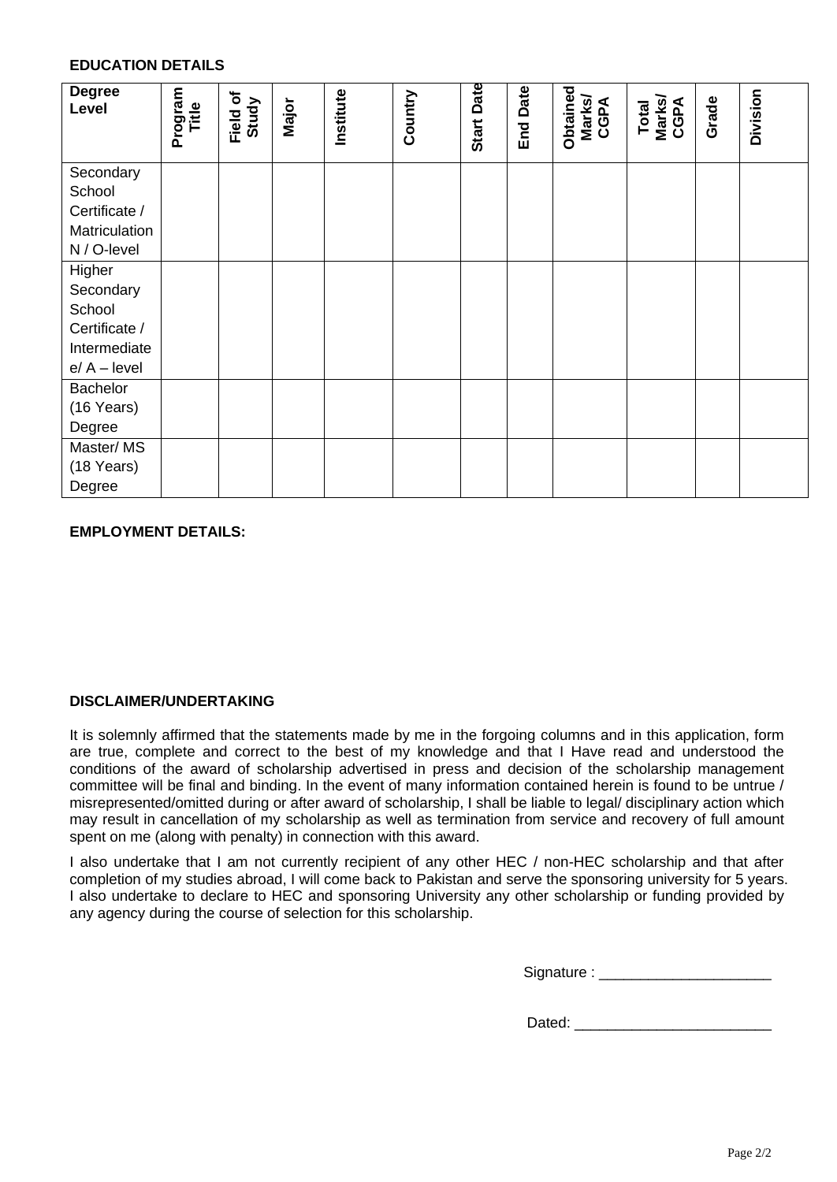**EDUCATION DETAILS**

| Degree Level | Program Title | Field of Study | Major | Institute | Country | Start Date | End Date | Obtained Marks/ CGPA | Total Marks/ CGPA | Grade | Division |
|---|---|---|---|---|---|---|---|---|---|---|---|
| Secondary School Certificate / Matriculation N / O-level | | | | | | | | | | | |
| Higher Secondary School Certificate / Intermediate e/ A – level | | | | | | | | | | | |
| Bachelor (16 Years) Degree | | | | | | | | | | | |
| Master/ MS (18 Years) Degree | | | | | | | | | | | |

**EMPLOYMENT DETAILS:**

**DISCLAIMER/UNDERTAKING**

It is solemnly affirmed that the statements made by me in the forgoing columns and in this application, form are true, complete and correct to the best of my knowledge and that I Have read and understood the conditions of the award of scholarship advertised in press and decision of the scholarship management committee will be final and binding. In the event of many information contained herein is found to be untrue / misrepresented/omitted during or after award of scholarship, I shall be liable to legal/ disciplinary action which may result in cancellation of my scholarship as well as termination from service and recovery of full amount spent on me (along with penalty) in connection with this award.

I also undertake that I am not currently recipient of any other HEC / non-HEC scholarship and that after completion of my studies abroad, I will come back to Pakistan and serve the sponsoring university for 5 years. I also undertake to declare to HEC and sponsoring University any other scholarship or funding provided by any agency during the course of selection for this scholarship.

Signature : ____________________

Dated: ________________________